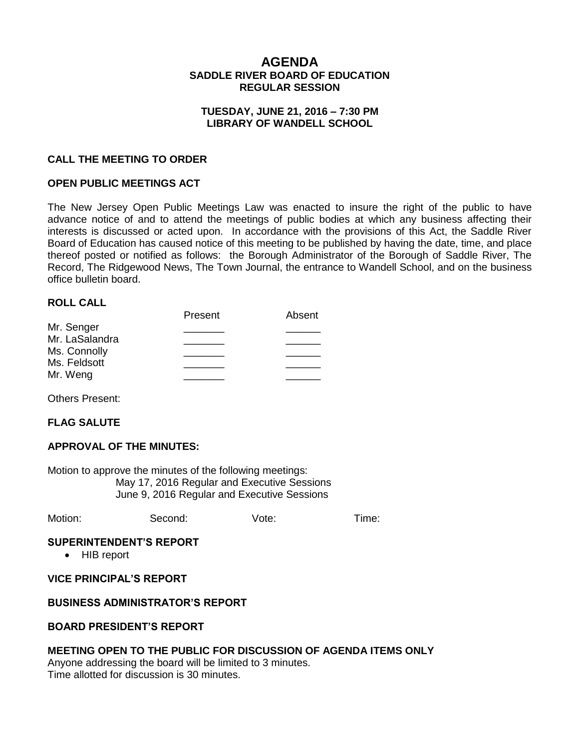# AGENDA
## SADDLE RIVER BOARD OF EDUCATION
## REGULAR SESSION

### TUESDAY, JUNE 21, 2016 – 7:30 PM
### LIBRARY OF WANDELL SCHOOL

**CALL THE MEETING TO ORDER**

**OPEN PUBLIC MEETINGS ACT**

The New Jersey Open Public Meetings Law was enacted to insure the right of the public to have advance notice of and to attend the meetings of public bodies at which any business affecting their interests is discussed or acted upon. In accordance with the provisions of this Act, the Saddle River Board of Education has caused notice of this meeting to be published by having the date, time, and place thereof posted or notified as follows: the Borough Administrator of the Borough of Saddle River, The Record, The Ridgewood News, The Town Journal, the entrance to Wandell School, and on the business office bulletin board.

**ROLL CALL**

| | Present | Absent |
|---|---|---|
| Mr. Senger | _______ | ______ |
| Mr. LaSalandra | _______ | ______ |
| Ms. Connolly | _______ | ______ |
| Ms. Feldsott | _______ | ______ |
| Mr. Weng | _______ | ______ |

Others Present:

**FLAG SALUTE**

**APPROVAL OF THE MINUTES:**

Motion to approve the minutes of the following meetings:
May 17, 2016 Regular and Executive Sessions
June 9, 2016 Regular and Executive Sessions

Motion: Second: Vote: Time:

**SUPERINTENDENT'S REPORT**

- HIB report

**VICE PRINCIPAL'S REPORT**

**BUSINESS ADMINISTRATOR'S REPORT**

**BOARD PRESIDENT'S REPORT**

**MEETING OPEN TO THE PUBLIC FOR DISCUSSION OF AGENDA ITEMS ONLY**

Anyone addressing the board will be limited to 3 minutes.
Time allotted for discussion is 30 minutes.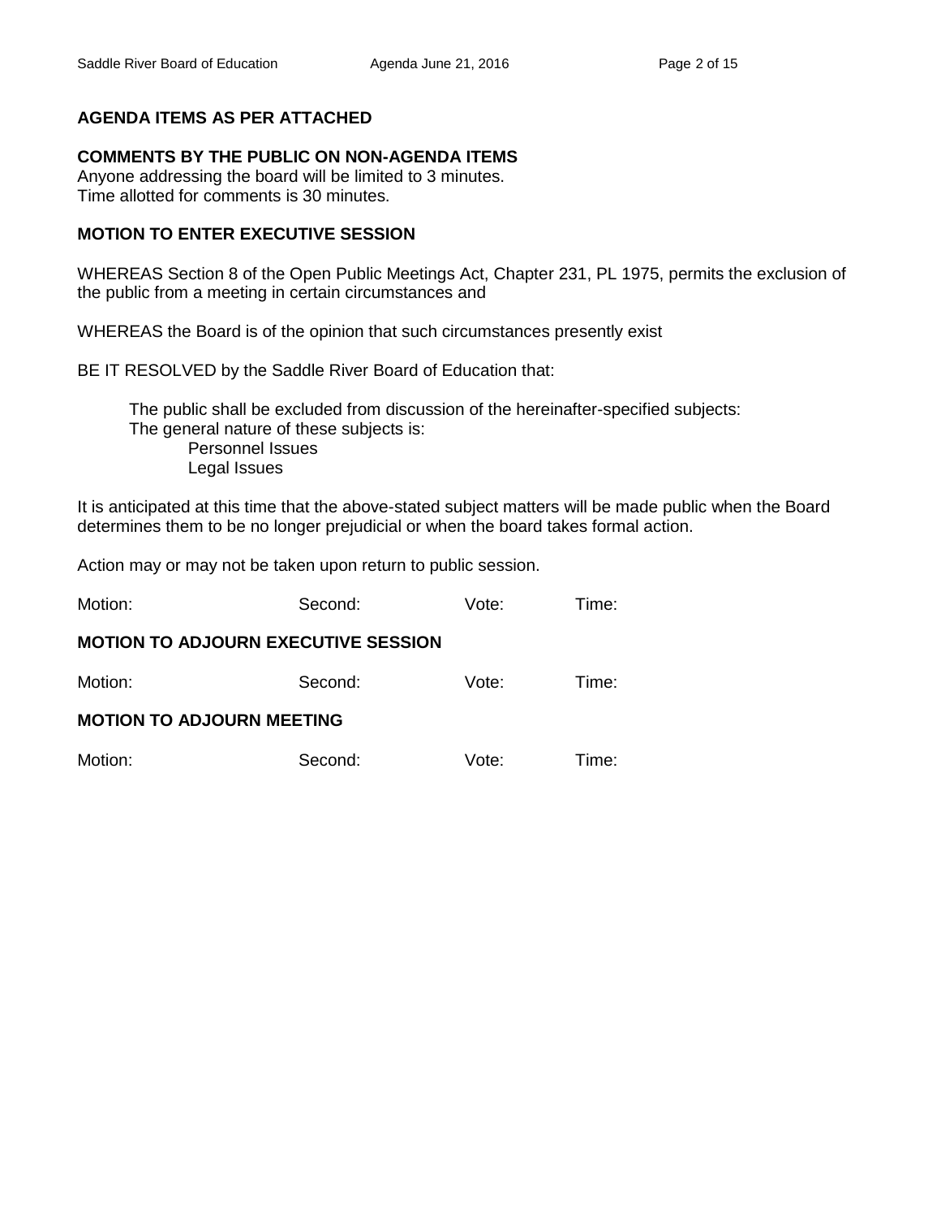**AGENDA ITEMS AS PER ATTACHED**

**COMMENTS BY THE PUBLIC ON NON-AGENDA ITEMS**
Anyone addressing the board will be limited to 3 minutes.
Time allotted for comments is 30 minutes.

**MOTION TO ENTER EXECUTIVE SESSION**

WHEREAS Section 8 of the Open Public Meetings Act, Chapter 231, PL 1975, permits the exclusion of the public from a meeting in certain circumstances and

WHEREAS the Board is of the opinion that such circumstances presently exist

BE IT RESOLVED by the Saddle River Board of Education that:

The public shall be excluded from discussion of the hereinafter-specified subjects:
The general nature of these subjects is:
- Personnel Issues
- Legal Issues

It is anticipated at this time that the above-stated subject matters will be made public when the Board determines them to be no longer prejudicial or when the board takes formal action.

Action may or may not be taken upon return to public session.

Motion: Second: Vote: Time:

**MOTION TO ADJOURN EXECUTIVE SESSION**

Motion: Second: Vote: Time:

**MOTION TO ADJOURN MEETING**

Motion: Second: Vote: Time: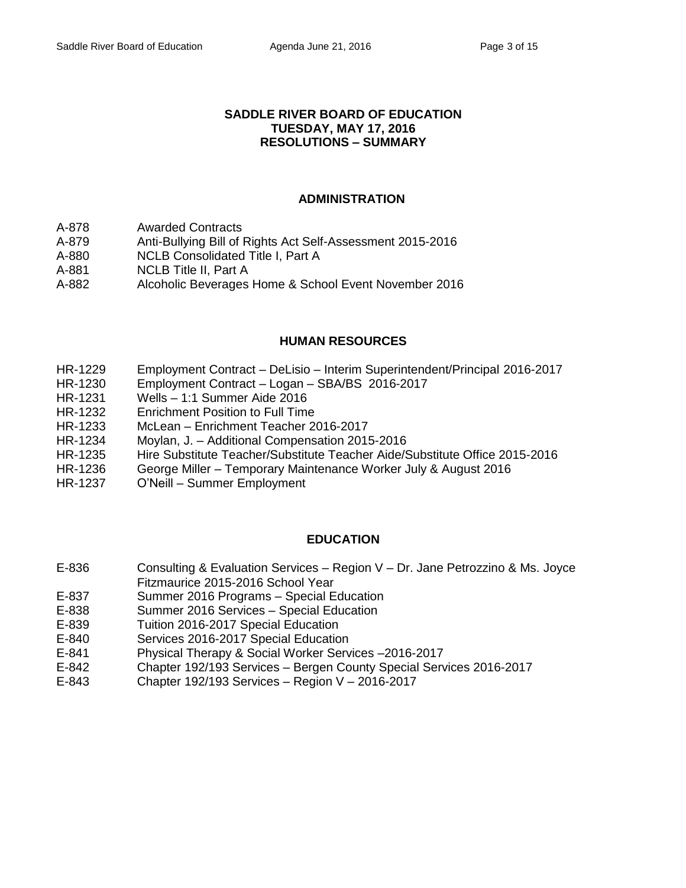# SADDLE RIVER BOARD OF EDUCATION
## TUESDAY, MAY 17, 2016
## RESOLUTIONS – SUMMARY

### ADMINISTRATION

A-878 Awarded Contracts
A-879 Anti-Bullying Bill of Rights Act Self-Assessment 2015-2016
A-880 NCLB Consolidated Title I, Part A
A-881 NCLB Title II, Part A
A-882 Alcoholic Beverages Home & School Event November 2016

### HUMAN RESOURCES

HR-1229 Employment Contract – DeLisio – Interim Superintendent/Principal 2016-2017
HR-1230 Employment Contract – Logan – SBA/BS 2016-2017
HR-1231 Wells – 1:1 Summer Aide 2016
HR-1232 Enrichment Position to Full Time
HR-1233 McLean – Enrichment Teacher 2016-2017
HR-1234 Moylan, J. – Additional Compensation 2015-2016
HR-1235 Hire Substitute Teacher/Substitute Teacher Aide/Substitute Office 2015-2016
HR-1236 George Miller – Temporary Maintenance Worker July & August 2016
HR-1237 O'Neill – Summer Employment

### EDUCATION

E-836 Consulting & Evaluation Services – Region V – Dr. Jane Petrozzino & Ms. Joyce Fitzmaurice 2015-2016 School Year
E-837 Summer 2016 Programs – Special Education
E-838 Summer 2016 Services – Special Education
E-839 Tuition 2016-2017 Special Education
E-840 Services 2016-2017 Special Education
E-841 Physical Therapy & Social Worker Services –2016-2017
E-842 Chapter 192/193 Services – Bergen County Special Services 2016-2017
E-843 Chapter 192/193 Services – Region V – 2016-2017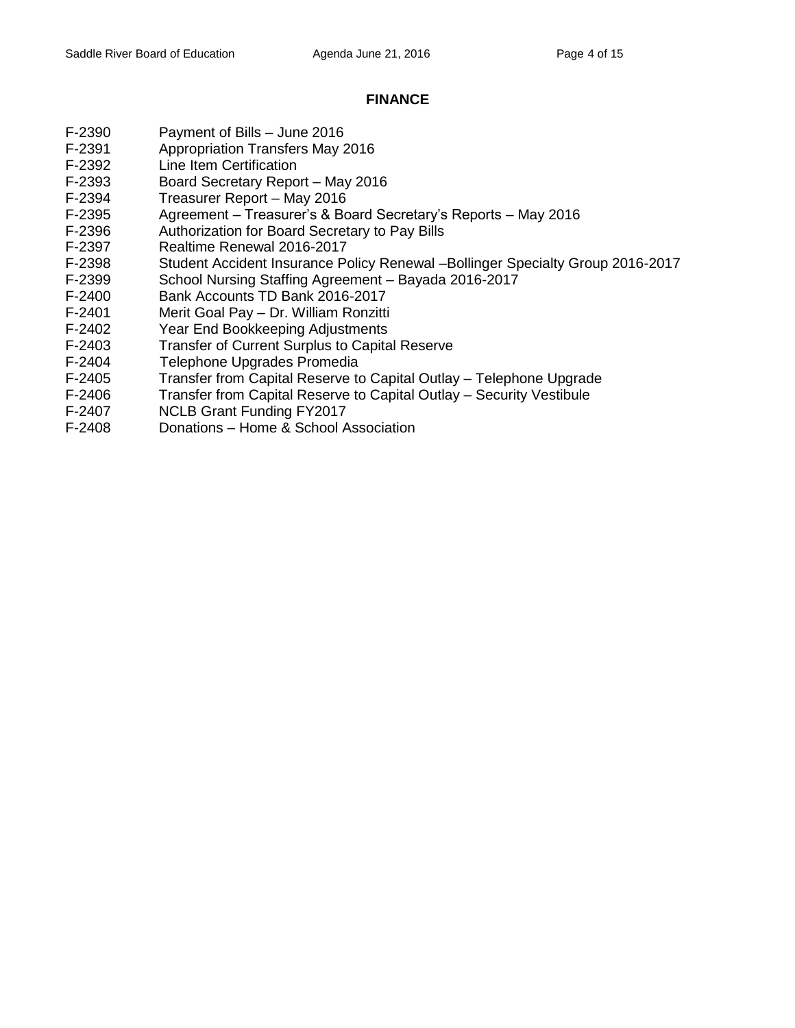## FINANCE

F-2390 Payment of Bills – June 2016
F-2391 Appropriation Transfers May 2016
F-2392 Line Item Certification
F-2393 Board Secretary Report – May 2016
F-2394 Treasurer Report – May 2016
F-2395 Agreement – Treasurer's & Board Secretary's Reports – May 2016
F-2396 Authorization for Board Secretary to Pay Bills
F-2397 Realtime Renewal 2016-2017
F-2398 Student Accident Insurance Policy Renewal –Bollinger Specialty Group 2016-2017
F-2399 School Nursing Staffing Agreement – Bayada 2016-2017
F-2400 Bank Accounts TD Bank 2016-2017
F-2401 Merit Goal Pay – Dr. William Ronzitti
F-2402 Year End Bookkeeping Adjustments
F-2403 Transfer of Current Surplus to Capital Reserve
F-2404 Telephone Upgrades Promedia
F-2405 Transfer from Capital Reserve to Capital Outlay – Telephone Upgrade
F-2406 Transfer from Capital Reserve to Capital Outlay – Security Vestibule
F-2407 NCLB Grant Funding FY2017
F-2408 Donations – Home & School Association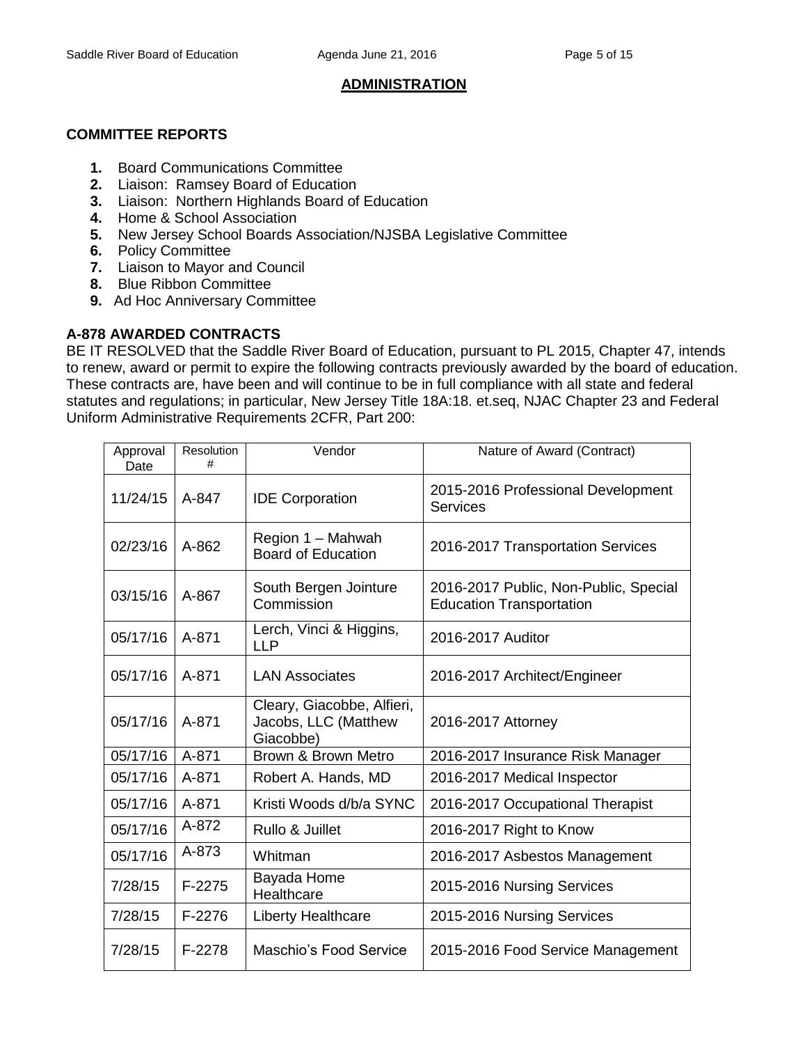## ADMINISTRATION

### COMMITTEE REPORTS

1. Board Communications Committee
2. Liaison: Ramsey Board of Education
3. Liaison: Northern Highlands Board of Education
4. Home & School Association
5. New Jersey School Boards Association/NJSBA Legislative Committee
6. Policy Committee
7. Liaison to Mayor and Council
8. Blue Ribbon Committee
9. Ad Hoc Anniversary Committee

### A-878 AWARDED CONTRACTS

BE IT RESOLVED that the Saddle River Board of Education, pursuant to PL 2015, Chapter 47, intends to renew, award or permit to expire the following contracts previously awarded by the board of education. These contracts are, have been and will continue to be in full compliance with all state and federal statutes and regulations; in particular, New Jersey Title 18A:18. et.seq, NJAC Chapter 23 and Federal Uniform Administrative Requirements 2CFR, Part 200:

| Approval Date | Resolution # | Vendor | Nature of Award (Contract) |
|---|---|---|---|
| 11/24/15 | A-847 | IDE Corporation | 2015-2016 Professional Development Services |
| 02/23/16 | A-862 | Region 1 – Mahwah Board of Education | 2016-2017 Transportation Services |
| 03/15/16 | A-867 | South Bergen Jointure Commission | 2016-2017 Public, Non-Public, Special Education Transportation |
| 05/17/16 | A-871 | Lerch, Vinci & Higgins, LLP | 2016-2017 Auditor |
| 05/17/16 | A-871 | LAN Associates | 2016-2017 Architect/Engineer |
| 05/17/16 | A-871 | Cleary, Giacobbe, Alfieri, Jacobs, LLC (Matthew Giacobbe) | 2016-2017 Attorney |
| 05/17/16 | A-871 | Brown & Brown Metro | 2016-2017 Insurance Risk Manager |
| 05/17/16 | A-871 | Robert A. Hands, MD | 2016-2017 Medical Inspector |
| 05/17/16 | A-871 | Kristi Woods d/b/a SYNC | 2016-2017 Occupational Therapist |
| 05/17/16 | A-872 | Rullo & Juillet | 2016-2017 Right to Know |
| 05/17/16 | A-873 | Whitman | 2016-2017 Asbestos Management |
| 7/28/15 | F-2275 | Bayada Home Healthcare | 2015-2016 Nursing Services |
| 7/28/15 | F-2276 | Liberty Healthcare | 2015-2016 Nursing Services |
| 7/28/15 | F-2278 | Maschio's Food Service | 2015-2016 Food Service Management |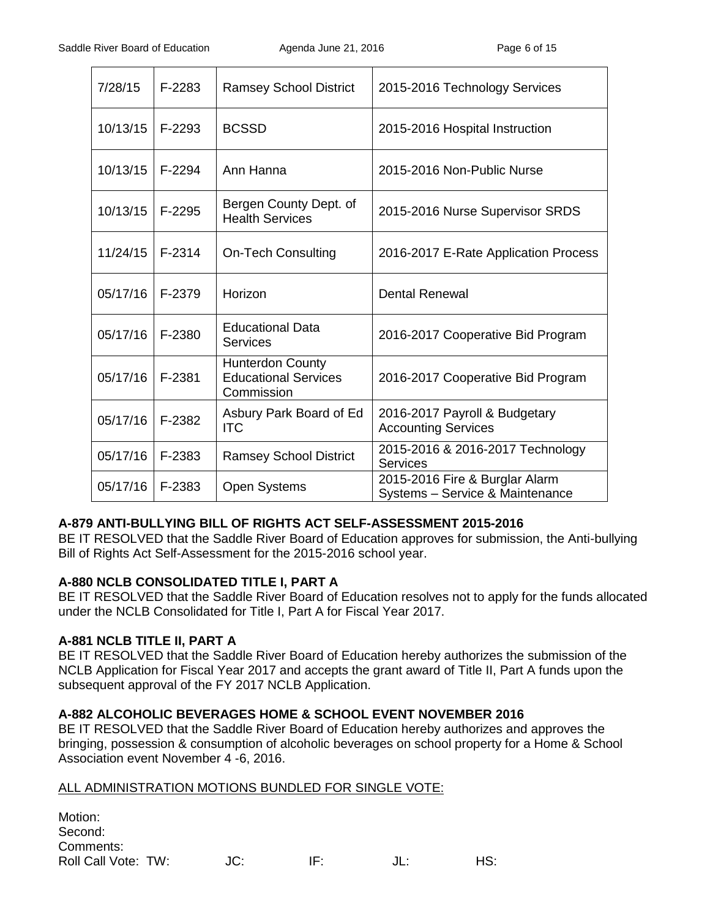| 7/28/15 | F-2283 | Ramsey School District | 2015-2016 Technology Services |
|---|---|---|---|
| 10/13/15 | F-2293 | BCSSD | 2015-2016 Hospital Instruction |
| 10/13/15 | F-2294 | Ann Hanna | 2015-2016 Non-Public Nurse |
| 10/13/15 | F-2295 | Bergen County Dept. of Health Services | 2015-2016 Nurse Supervisor SRDS |
| 11/24/15 | F-2314 | On-Tech Consulting | 2016-2017 E-Rate Application Process |
| 05/17/16 | F-2379 | Horizon | Dental Renewal |
| 05/17/16 | F-2380 | Educational Data Services | 2016-2017 Cooperative Bid Program |
| 05/17/16 | F-2381 | Hunterdon County Educational Services Commission | 2016-2017 Cooperative Bid Program |
| 05/17/16 | F-2382 | Asbury Park Board of Ed ITC | 2016-2017 Payroll & Budgetary Accounting Services |
| 05/17/16 | F-2383 | Ramsey School District | 2015-2016 & 2016-2017 Technology Services |
| 05/17/16 | F-2383 | Open Systems | 2015-2016 Fire & Burglar Alarm Systems – Service & Maintenance |

**A-879 ANTI-BULLYING BILL OF RIGHTS ACT SELF-ASSESSMENT 2015-2016**
BE IT RESOLVED that the Saddle River Board of Education approves for submission, the Anti-bullying Bill of Rights Act Self-Assessment for the 2015-2016 school year.

**A-880 NCLB CONSOLIDATED TITLE I, PART A**
BE IT RESOLVED that the Saddle River Board of Education resolves not to apply for the funds allocated under the NCLB Consolidated for Title I, Part A for Fiscal Year 2017.

**A-881 NCLB TITLE II, PART A**
BE IT RESOLVED that the Saddle River Board of Education hereby authorizes the submission of the NCLB Application for Fiscal Year 2017 and accepts the grant award of Title II, Part A funds upon the subsequent approval of the FY 2017 NCLB Application.

**A-882 ALCOHOLIC BEVERAGES HOME & SCHOOL EVENT NOVEMBER 2016**
BE IT RESOLVED that the Saddle River Board of Education hereby authorizes and approves the bringing, possession & consumption of alcoholic beverages on school property for a Home & School Association event November 4 -6, 2016.

<u>ALL ADMINISTRATION MOTIONS BUNDLED FOR SINGLE VOTE:</u>

Motion:
Second:
Comments:
Roll Call Vote: TW: JC: IF: JL: HS: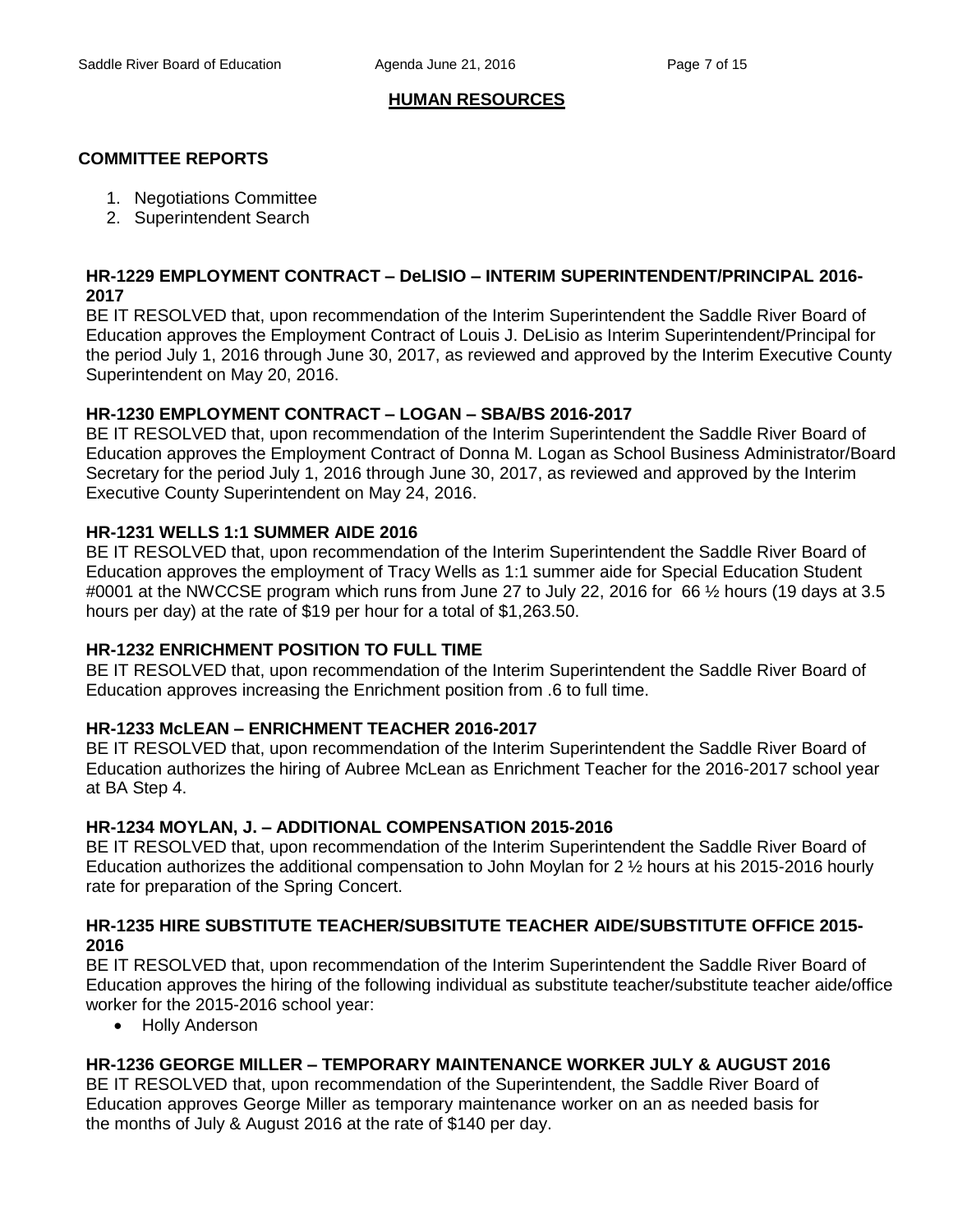## HUMAN RESOURCES

### COMMITTEE REPORTS

1. Negotiations Committee
2. Superintendent Search

**HR-1229 EMPLOYMENT CONTRACT – DeLISIO – INTERIM SUPERINTENDENT/PRINCIPAL 2016-2017**

BE IT RESOLVED that, upon recommendation of the Interim Superintendent the Saddle River Board of Education approves the Employment Contract of Louis J. DeLisio as Interim Superintendent/Principal for the period July 1, 2016 through June 30, 2017, as reviewed and approved by the Interim Executive County Superintendent on May 20, 2016.

**HR-1230 EMPLOYMENT CONTRACT – LOGAN – SBA/BS 2016-2017**

BE IT RESOLVED that, upon recommendation of the Interim Superintendent the Saddle River Board of Education approves the Employment Contract of Donna M. Logan as School Business Administrator/Board Secretary for the period July 1, 2016 through June 30, 2017, as reviewed and approved by the Interim Executive County Superintendent on May 24, 2016.

**HR-1231 WELLS 1:1 SUMMER AIDE 2016**

BE IT RESOLVED that, upon recommendation of the Interim Superintendent the Saddle River Board of Education approves the employment of Tracy Wells as 1:1 summer aide for Special Education Student #0001 at the NWCCSE program which runs from June 27 to July 22, 2016 for 66 ½ hours (19 days at 3.5 hours per day) at the rate of $19 per hour for a total of $1,263.50.

**HR-1232 ENRICHMENT POSITION TO FULL TIME**

BE IT RESOLVED that, upon recommendation of the Interim Superintendent the Saddle River Board of Education approves increasing the Enrichment position from .6 to full time.

**HR-1233 McLEAN – ENRICHMENT TEACHER 2016-2017**

BE IT RESOLVED that, upon recommendation of the Interim Superintendent the Saddle River Board of Education authorizes the hiring of Aubree McLean as Enrichment Teacher for the 2016-2017 school year at BA Step 4.

**HR-1234 MOYLAN, J. – ADDITIONAL COMPENSATION 2015-2016**

BE IT RESOLVED that, upon recommendation of the Interim Superintendent the Saddle River Board of Education authorizes the additional compensation to John Moylan for 2 ½ hours at his 2015-2016 hourly rate for preparation of the Spring Concert.

**HR-1235 HIRE SUBSTITUTE TEACHER/SUBSITUTE TEACHER AIDE/SUBSTITUTE OFFICE 2015-2016**

BE IT RESOLVED that, upon recommendation of the Interim Superintendent the Saddle River Board of Education approves the hiring of the following individual as substitute teacher/substitute teacher aide/office worker for the 2015-2016 school year:

- Holly Anderson

**HR-1236 GEORGE MILLER – TEMPORARY MAINTENANCE WORKER JULY & AUGUST 2016**

BE IT RESOLVED that, upon recommendation of the Superintendent, the Saddle River Board of Education approves George Miller as temporary maintenance worker on an as needed basis for the months of July & August 2016 at the rate of $140 per day.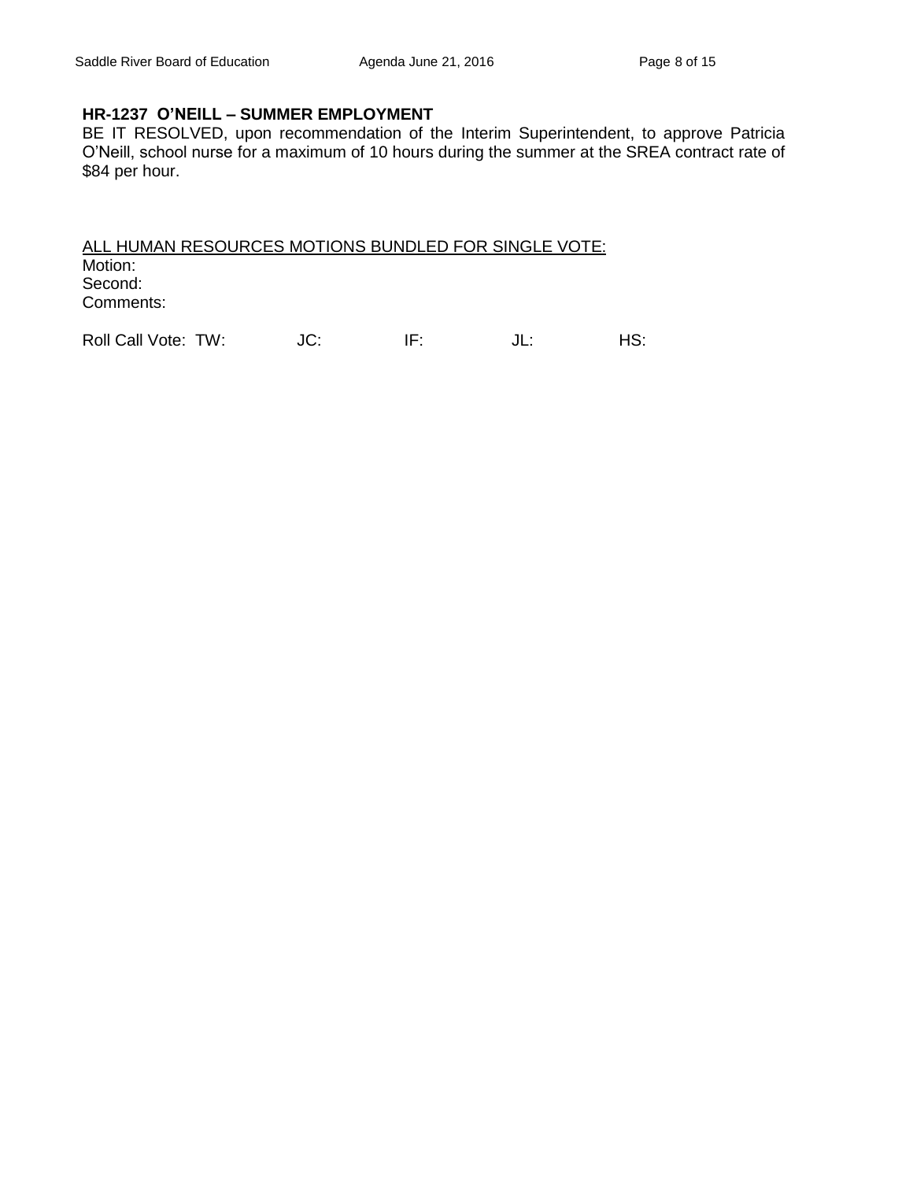**HR-1237 O'NEILL – SUMMER EMPLOYMENT**

BE IT RESOLVED, upon recommendation of the Interim Superintendent, to approve Patricia O'Neill, school nurse for a maximum of 10 hours during the summer at the SREA contract rate of $84 per hour.

<u>ALL HUMAN RESOURCES MOTIONS BUNDLED FOR SINGLE VOTE:</u>

Motion:
Second:
Comments:

Roll Call Vote: TW: JC: IF: JL: HS: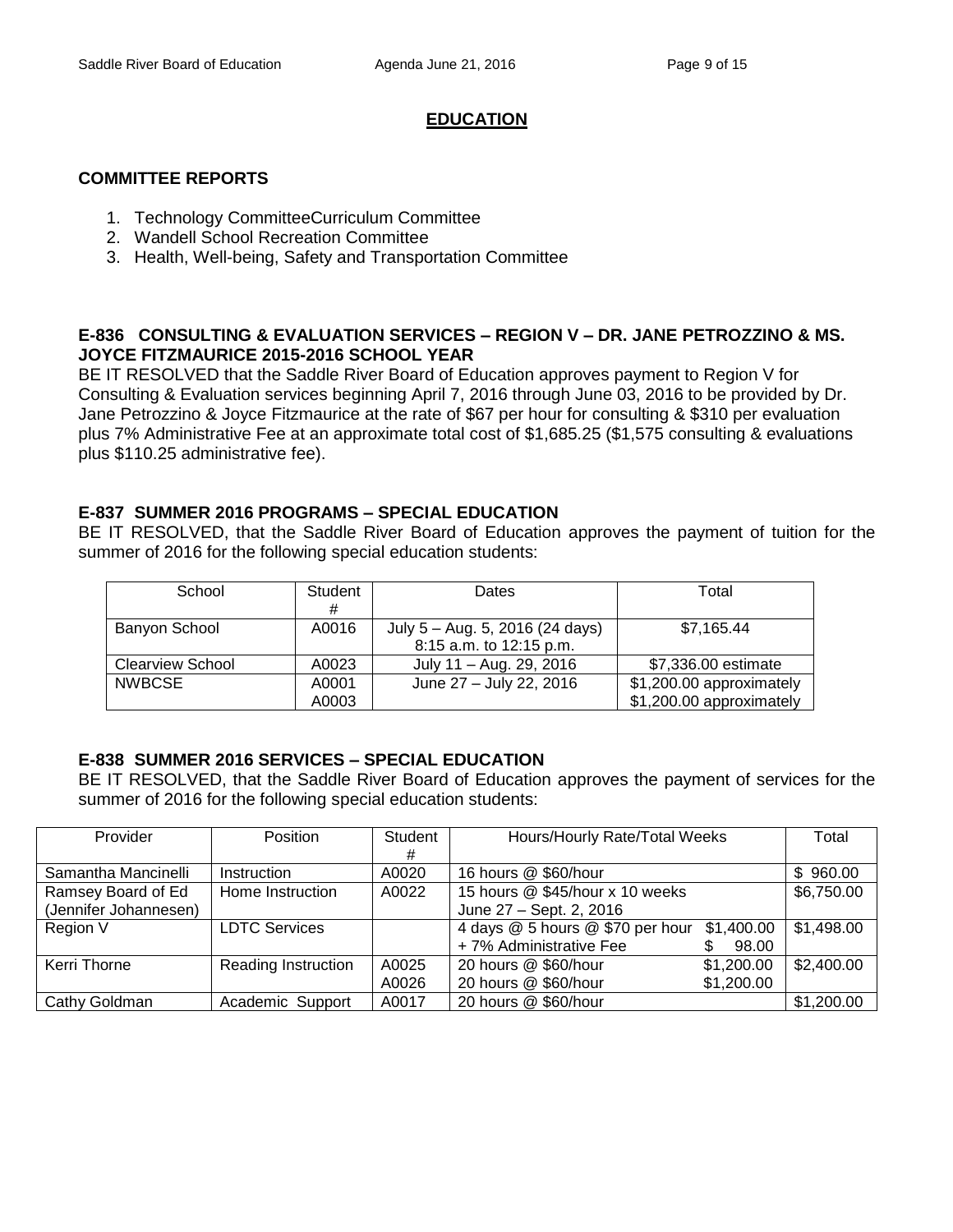# EDUCATION

## COMMITTEE REPORTS

1. Technology CommitteeCurriculum Committee
2. Wandell School Recreation Committee
3. Health, Well-being, Safety and Transportation Committee

### E-836 CONSULTING & EVALUATION SERVICES – REGION V – DR. JANE PETROZZINO & MS. JOYCE FITZMAURICE 2015-2016 SCHOOL YEAR

BE IT RESOLVED that the Saddle River Board of Education approves payment to Region V for Consulting & Evaluation services beginning April 7, 2016 through June 03, 2016 to be provided by Dr. Jane Petrozzino & Joyce Fitzmaurice at the rate of $67 per hour for consulting & $310 per evaluation plus 7% Administrative Fee at an approximate total cost of $1,685.25 ($1,575 consulting & evaluations plus $110.25 administrative fee).

### E-837 SUMMER 2016 PROGRAMS – SPECIAL EDUCATION

BE IT RESOLVED, that the Saddle River Board of Education approves the payment of tuition for the summer of 2016 for the following special education students:

| School | Student # | Dates | Total |
|---|---|---|---|
| Banyon School | A0016 | July 5 – Aug. 5, 2016 (24 days) 8:15 a.m. to 12:15 p.m. | $7,165.44 |
| Clearview School | A0023 | July 11 – Aug. 29, 2016 | $7,336.00 estimate |
| NWBCSE | A0001<br>A0003 | June 27 – July 22, 2016 | $1,200.00 approximately<br>$1,200.00 approximately |

### E-838 SUMMER 2016 SERVICES – SPECIAL EDUCATION

BE IT RESOLVED, that the Saddle River Board of Education approves the payment of services for the summer of 2016 for the following special education students:

| Provider | Position | Student # | Hours/Hourly Rate/Total Weeks | Total |
|---|---|---|---|---|
| Samantha Mancinelli | Instruction | A0020 | 16 hours @ $60/hour | $ 960.00 |
| Ramsey Board of Ed (Jennifer Johannesen) | Home Instruction | A0022 | 15 hours @ $45/hour x 10 weeks<br>June 27 – Sept. 2, 2016 | $6,750.00 |
| Region V | LDTC Services | | 4 days @ 5 hours @ $70 per hour $1,400.00<br>+ 7% Administrative Fee $ 98.00 | $1,498.00 |
| Kerri Thorne | Reading Instruction | A0025<br>A0026 | 20 hours @ $60/hour $1,200.00<br>20 hours @ $60/hour $1,200.00 | $2,400.00 |
| Cathy Goldman | Academic Support | A0017 | 20 hours @ $60/hour | $1,200.00 |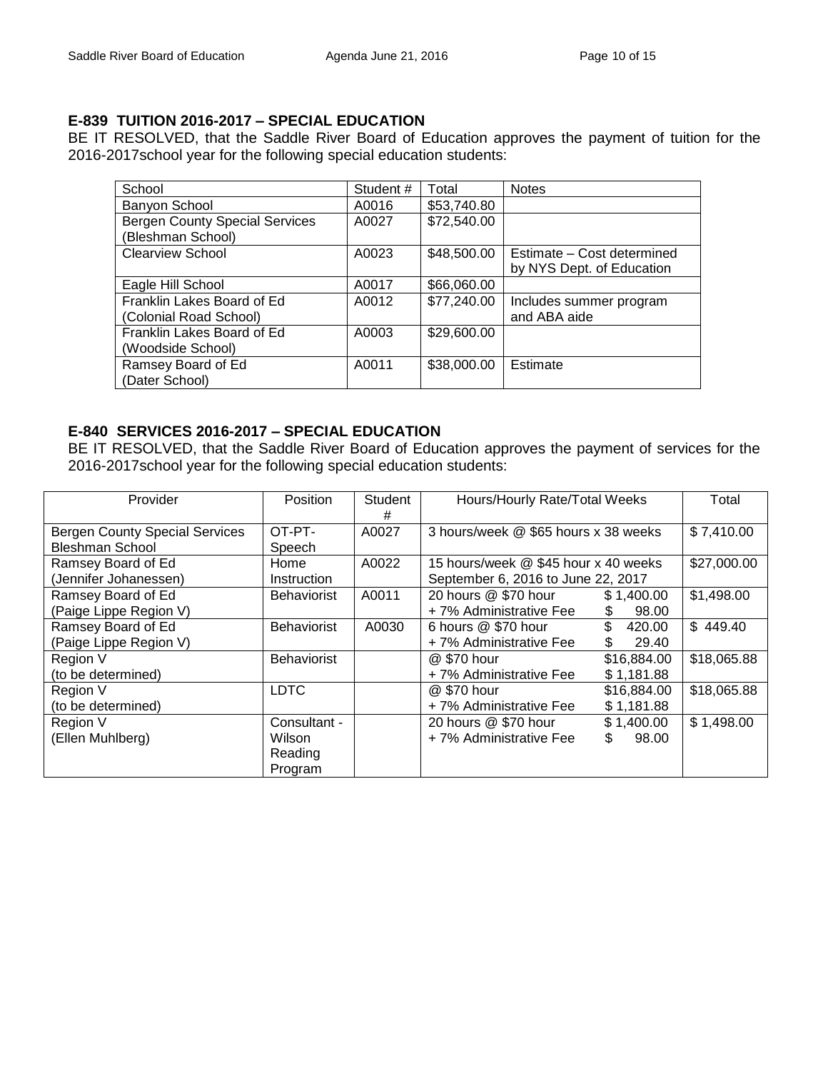### E-839 TUITION 2016-2017 – SPECIAL EDUCATION

BE IT RESOLVED, that the Saddle River Board of Education approves the payment of tuition for the 2016-2017school year for the following special education students:

| School | Student # | Total | Notes |
|---|---|---|---|
| Banyon School | A0016 | $53,740.80 | |
| Bergen County Special Services (Bleshman School) | A0027 | $72,540.00 | |
| Clearview School | A0023 | $48,500.00 | Estimate – Cost determined by NYS Dept. of Education |
| Eagle Hill School | A0017 | $66,060.00 | |
| Franklin Lakes Board of Ed (Colonial Road School) | A0012 | $77,240.00 | Includes summer program and ABA aide |
| Franklin Lakes Board of Ed (Woodside School) | A0003 | $29,600.00 | |
| Ramsey Board of Ed (Dater School) | A0011 | $38,000.00 | Estimate |

### E-840 SERVICES 2016-2017 – SPECIAL EDUCATION

BE IT RESOLVED, that the Saddle River Board of Education approves the payment of services for the 2016-2017school year for the following special education students:

| Provider | Position | Student # | Hours/Hourly Rate/Total Weeks | | Total |
|---|---|---|---|---|---|
| Bergen County Special Services Bleshman School | OT-PT-Speech | A0027 | 3 hours/week @ $65 hours x 38 weeks | | $ 7,410.00 |
| Ramsey Board of Ed (Jennifer Johanessen) | Home Instruction | A0022 | 15 hours/week @ $45 hour x 40 weeks September 6, 2016 to June 22, 2017 | | $27,000.00 |
| Ramsey Board of Ed (Paige Lippe Region V) | Behaviorist | A0011 | 20 hours @ $70 hour<br>+ 7% Administrative Fee | $ 1,400.00<br>$ 98.00 | $1,498.00 |
| Ramsey Board of Ed (Paige Lippe Region V) | Behaviorist | A0030 | 6 hours @ $70 hour<br>+ 7% Administrative Fee | $ 420.00<br>$ 29.40 | $ 449.40 |
| Region V (to be determined) | Behaviorist | | @ $70 hour<br>+ 7% Administrative Fee | $16,884.00<br>$ 1,181.88 | $18,065.88 |
| Region V (to be determined) | LDTC | | @ $70 hour<br>+ 7% Administrative Fee | $16,884.00<br>$ 1,181.88 | $18,065.88 |
| Region V (Ellen Muhlberg) | Consultant - Wilson Reading Program | | 20 hours @ $70 hour<br>+ 7% Administrative Fee | $ 1,400.00<br>$ 98.00 | $ 1,498.00 |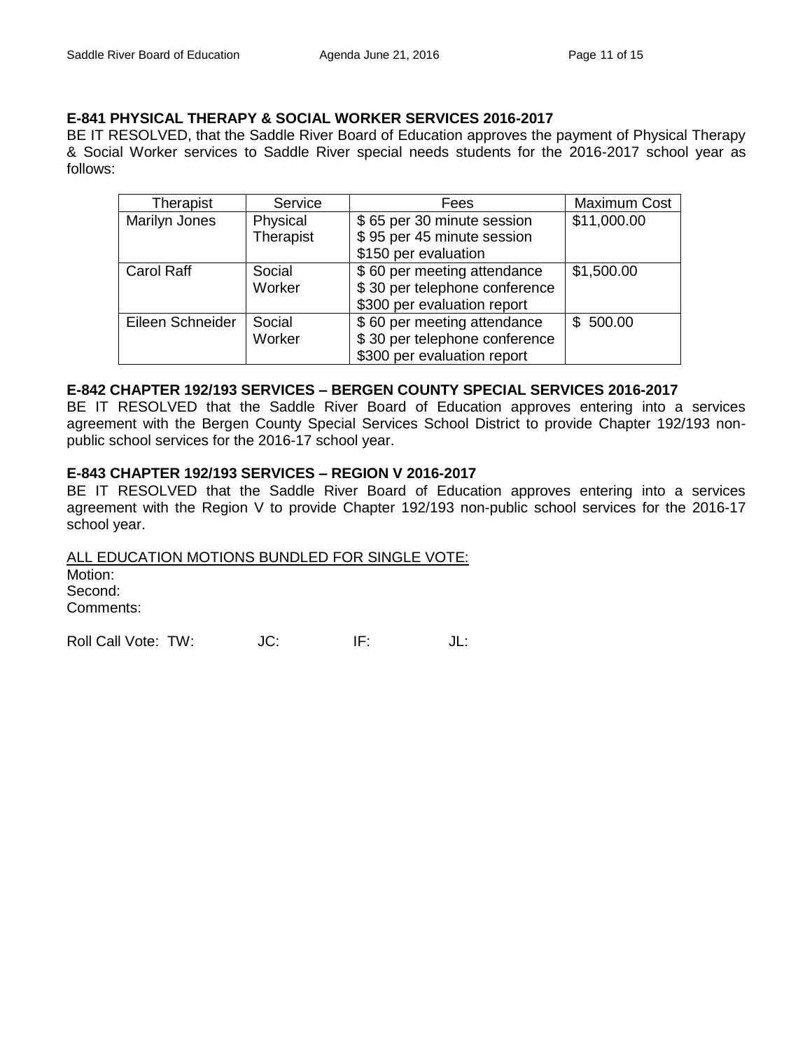**E-841 PHYSICAL THERAPY & SOCIAL WORKER SERVICES 2016-2017**

BE IT RESOLVED, that the Saddle River Board of Education approves the payment of Physical Therapy & Social Worker services to Saddle River special needs students for the 2016-2017 school year as follows:

| Therapist | Service | Fees | Maximum Cost |
| --- | --- | --- | --- |
| Marilyn Jones | Physical Therapist | \$ 65 per 30 minute session<br>\$ 95 per 45 minute session<br>\$150 per evaluation | \$11,000.00 |
| Carol Raff | Social Worker | \$ 60 per meeting attendance<br>\$ 30 per telephone conference<br>\$300 per evaluation report | \$1,500.00 |
| Eileen Schneider | Social Worker | \$ 60 per meeting attendance<br>\$ 30 per telephone conference<br>\$300 per evaluation report | \$ 500.00 |

**E-842 CHAPTER 192/193 SERVICES – BERGEN COUNTY SPECIAL SERVICES 2016-2017**

BE IT RESOLVED that the Saddle River Board of Education approves entering into a services agreement with the Bergen County Special Services School District to provide Chapter 192/193 non-public school services for the 2016-17 school year.

**E-843 CHAPTER 192/193 SERVICES – REGION V 2016-2017**

BE IT RESOLVED that the Saddle River Board of Education approves entering into a services agreement with the Region V to provide Chapter 192/193 non-public school services for the 2016-17 school year.

<u>ALL EDUCATION MOTIONS BUNDLED FOR SINGLE VOTE:</u>

Motion:
Second:
Comments:

Roll Call Vote: TW: JC: IF: JL: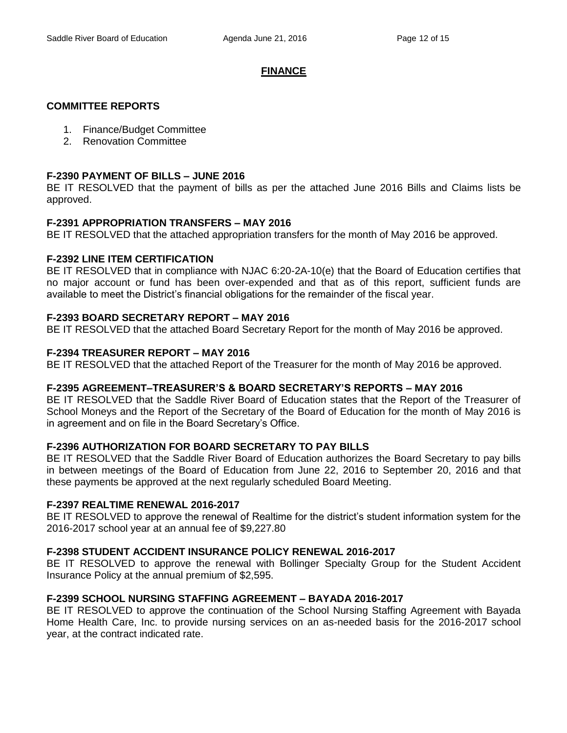## FINANCE

### COMMITTEE REPORTS

1. Finance/Budget Committee
2. Renovation Committee

**F-2390 PAYMENT OF BILLS – JUNE 2016**

BE IT RESOLVED that the payment of bills as per the attached June 2016 Bills and Claims lists be approved.

**F-2391 APPROPRIATION TRANSFERS – MAY 2016**

BE IT RESOLVED that the attached appropriation transfers for the month of May 2016 be approved.

**F-2392 LINE ITEM CERTIFICATION**

BE IT RESOLVED that in compliance with NJAC 6:20-2A-10(e) that the Board of Education certifies that no major account or fund has been over-expended and that as of this report, sufficient funds are available to meet the District's financial obligations for the remainder of the fiscal year.

**F-2393 BOARD SECRETARY REPORT – MAY 2016**

BE IT RESOLVED that the attached Board Secretary Report for the month of May 2016 be approved.

**F-2394 TREASURER REPORT – MAY 2016**

BE IT RESOLVED that the attached Report of the Treasurer for the month of May 2016 be approved.

**F-2395 AGREEMENT–TREASURER'S & BOARD SECRETARY'S REPORTS – MAY 2016**

BE IT RESOLVED that the Saddle River Board of Education states that the Report of the Treasurer of School Moneys and the Report of the Secretary of the Board of Education for the month of May 2016 is in agreement and on file in the Board Secretary's Office.

**F-2396 AUTHORIZATION FOR BOARD SECRETARY TO PAY BILLS**

BE IT RESOLVED that the Saddle River Board of Education authorizes the Board Secretary to pay bills in between meetings of the Board of Education from June 22, 2016 to September 20, 2016 and that these payments be approved at the next regularly scheduled Board Meeting.

**F-2397 REALTIME RENEWAL 2016-2017**

BE IT RESOLVED to approve the renewal of Realtime for the district's student information system for the 2016-2017 school year at an annual fee of $9,227.80

**F-2398 STUDENT ACCIDENT INSURANCE POLICY RENEWAL 2016-2017**

BE IT RESOLVED to approve the renewal with Bollinger Specialty Group for the Student Accident Insurance Policy at the annual premium of $2,595.

**F-2399 SCHOOL NURSING STAFFING AGREEMENT – BAYADA 2016-2017**

BE IT RESOLVED to approve the continuation of the School Nursing Staffing Agreement with Bayada Home Health Care, Inc. to provide nursing services on an as-needed basis for the 2016-2017 school year, at the contract indicated rate.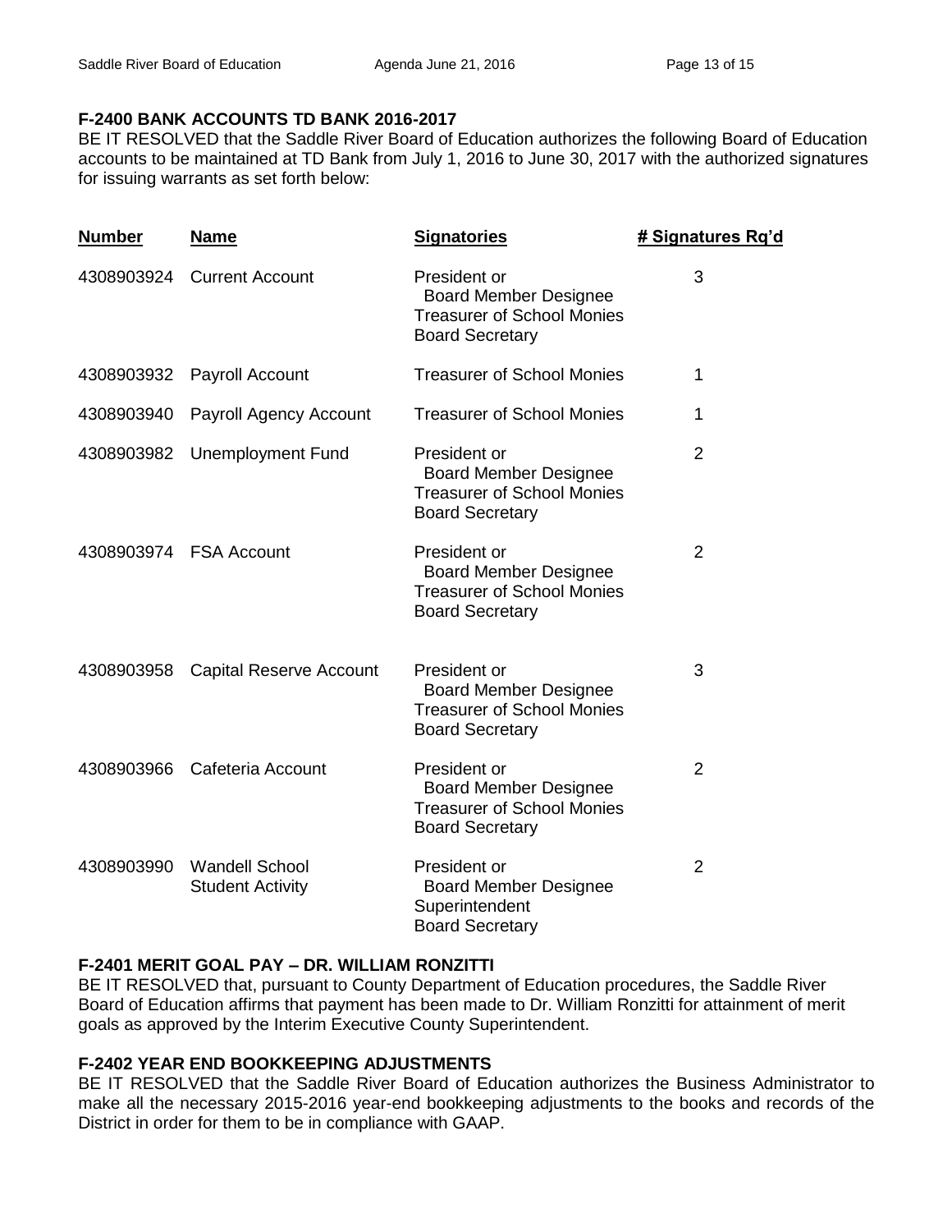**F-2400 BANK ACCOUNTS TD BANK 2016-2017**

BE IT RESOLVED that the Saddle River Board of Education authorizes the following Board of Education accounts to be maintained at TD Bank from July 1, 2016 to June 30, 2017 with the authorized signatures for issuing warrants as set forth below:

| Number | Name | Signatories | # Signatures Rq'd |
|---|---|---|---|
| 4308903924 | Current Account | President or<br>Board Member Designee<br>Treasurer of School Monies<br>Board Secretary | 3 |
| 4308903932 | Payroll Account | Treasurer of School Monies | 1 |
| 4308903940 | Payroll Agency Account | Treasurer of School Monies | 1 |
| 4308903982 | Unemployment Fund | President or<br>Board Member Designee<br>Treasurer of School Monies<br>Board Secretary | 2 |
| 4308903974 | FSA Account | President or<br>Board Member Designee<br>Treasurer of School Monies<br>Board Secretary | 2 |
| 4308903958 | Capital Reserve Account | President or<br>Board Member Designee<br>Treasurer of School Monies<br>Board Secretary | 3 |
| 4308903966 | Cafeteria Account | President or<br>Board Member Designee<br>Treasurer of School Monies<br>Board Secretary | 2 |
| 4308903990 | Wandell School Student Activity | President or<br>Board Member Designee<br>Superintendent<br>Board Secretary | 2 |

**F-2401 MERIT GOAL PAY – DR. WILLIAM RONZITTI**

BE IT RESOLVED that, pursuant to County Department of Education procedures, the Saddle River Board of Education affirms that payment has been made to Dr. William Ronzitti for attainment of merit goals as approved by the Interim Executive County Superintendent.

**F-2402 YEAR END BOOKKEEPING ADJUSTMENTS**

BE IT RESOLVED that the Saddle River Board of Education authorizes the Business Administrator to make all the necessary 2015-2016 year-end bookkeeping adjustments to the books and records of the District in order for them to be in compliance with GAAP.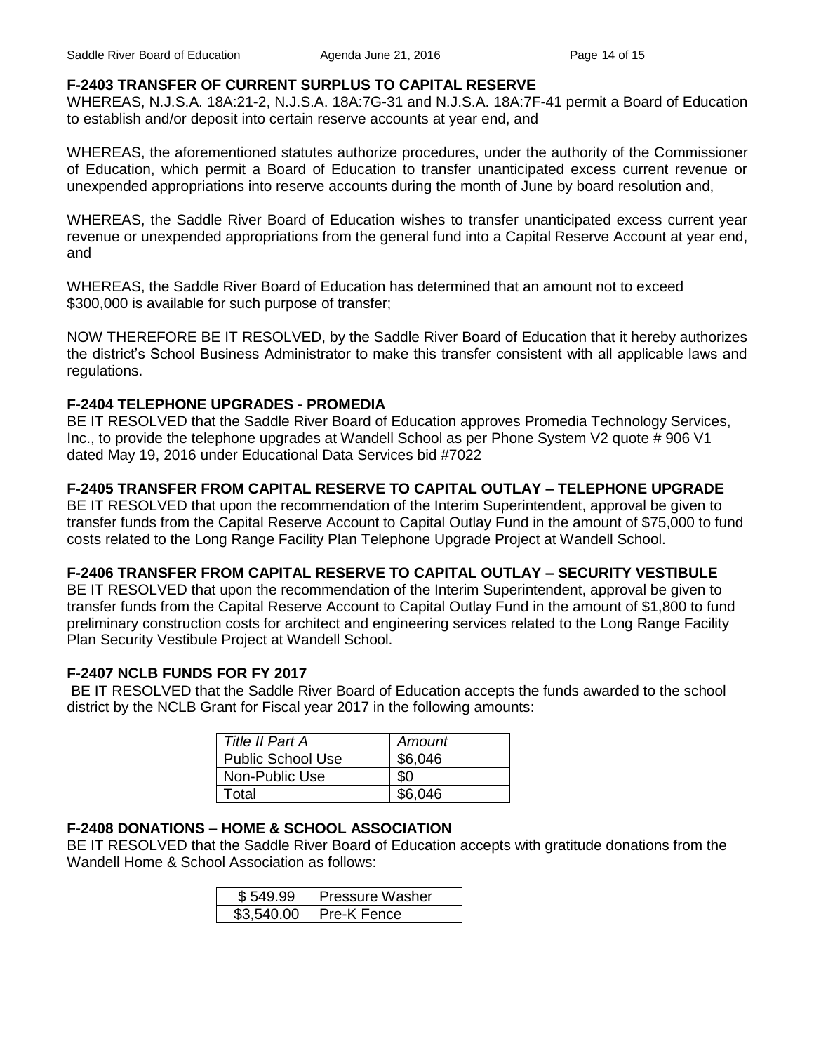### F-2403 TRANSFER OF CURRENT SURPLUS TO CAPITAL RESERVE

WHEREAS, N.J.S.A. 18A:21-2, N.J.S.A. 18A:7G-31 and N.J.S.A. 18A:7F-41 permit a Board of Education to establish and/or deposit into certain reserve accounts at year end, and

WHEREAS, the aforementioned statutes authorize procedures, under the authority of the Commissioner of Education, which permit a Board of Education to transfer unanticipated excess current revenue or unexpended appropriations into reserve accounts during the month of June by board resolution and,

WHEREAS, the Saddle River Board of Education wishes to transfer unanticipated excess current year revenue or unexpended appropriations from the general fund into a Capital Reserve Account at year end, and

WHEREAS, the Saddle River Board of Education has determined that an amount not to exceed $300,000 is available for such purpose of transfer;

NOW THEREFORE BE IT RESOLVED, by the Saddle River Board of Education that it hereby authorizes the district's School Business Administrator to make this transfer consistent with all applicable laws and regulations.

### F-2404 TELEPHONE UPGRADES - PROMEDIA

BE IT RESOLVED that the Saddle River Board of Education approves Promedia Technology Services, Inc., to provide the telephone upgrades at Wandell School as per Phone System V2 quote # 906 V1 dated May 19, 2016 under Educational Data Services bid #7022

### F-2405 TRANSFER FROM CAPITAL RESERVE TO CAPITAL OUTLAY – TELEPHONE UPGRADE

BE IT RESOLVED that upon the recommendation of the Interim Superintendent, approval be given to transfer funds from the Capital Reserve Account to Capital Outlay Fund in the amount of $75,000 to fund costs related to the Long Range Facility Plan Telephone Upgrade Project at Wandell School.

### F-2406 TRANSFER FROM CAPITAL RESERVE TO CAPITAL OUTLAY – SECURITY VESTIBULE

BE IT RESOLVED that upon the recommendation of the Interim Superintendent, approval be given to transfer funds from the Capital Reserve Account to Capital Outlay Fund in the amount of $1,800 to fund preliminary construction costs for architect and engineering services related to the Long Range Facility Plan Security Vestibule Project at Wandell School.

### F-2407 NCLB FUNDS FOR FY 2017

BE IT RESOLVED that the Saddle River Board of Education accepts the funds awarded to the school district by the NCLB Grant for Fiscal year 2017 in the following amounts:

| *Title II Part A* | *Amount* |
|---|---|
| Public School Use | $6,046 |
| Non-Public Use | $0 |
| Total | $6,046 |

### F-2408 DONATIONS – HOME & SCHOOL ASSOCIATION

BE IT RESOLVED that the Saddle River Board of Education accepts with gratitude donations from the Wandell Home & School Association as follows:

| | |
|---|---|
| $ 549.99 | Pressure Washer |
| $3,540.00 | Pre-K Fence |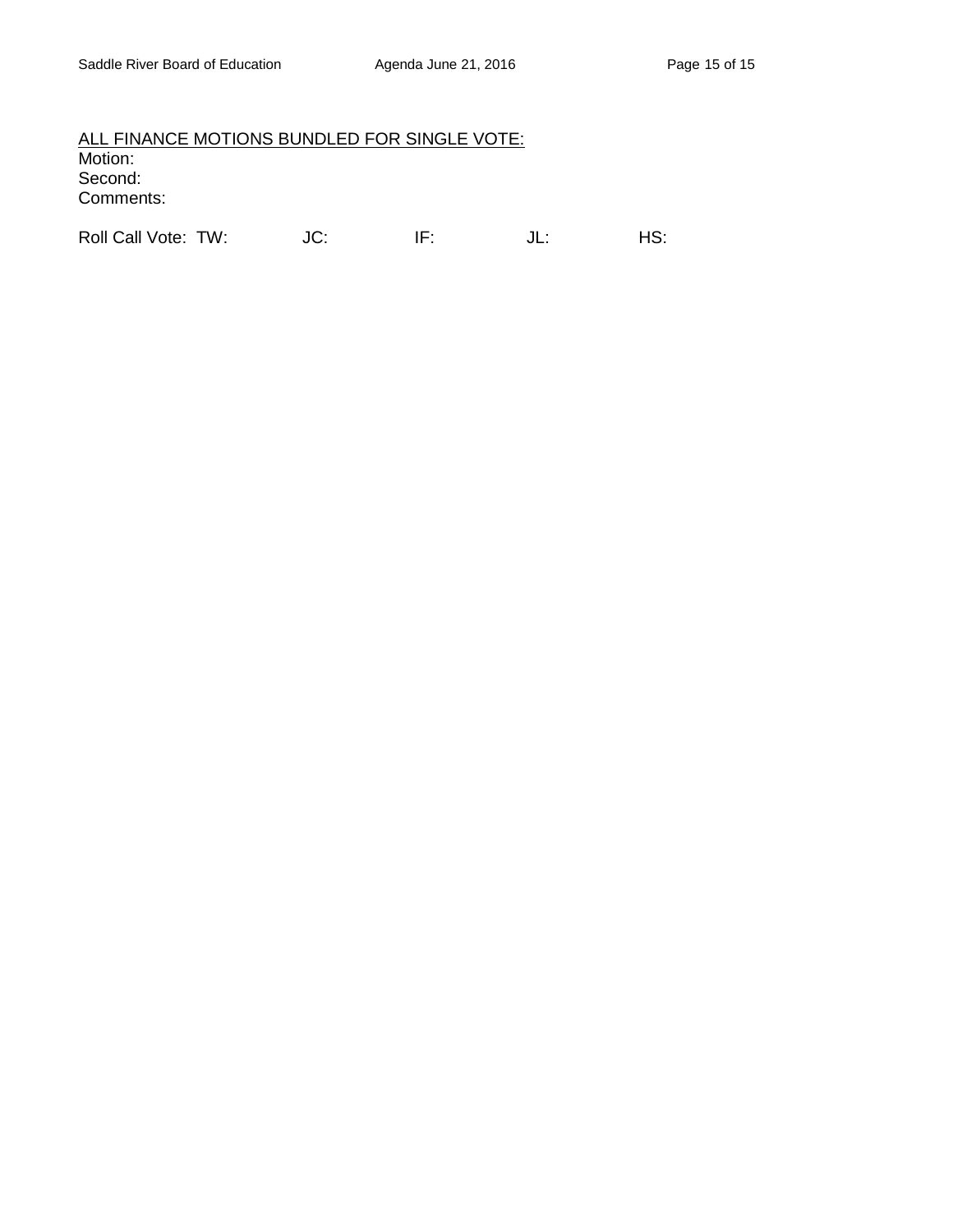<u>ALL FINANCE MOTIONS BUNDLED FOR SINGLE VOTE:</u>

Motion:
Second:
Comments:

Roll Call Vote: TW: JC: IF: JL: HS: